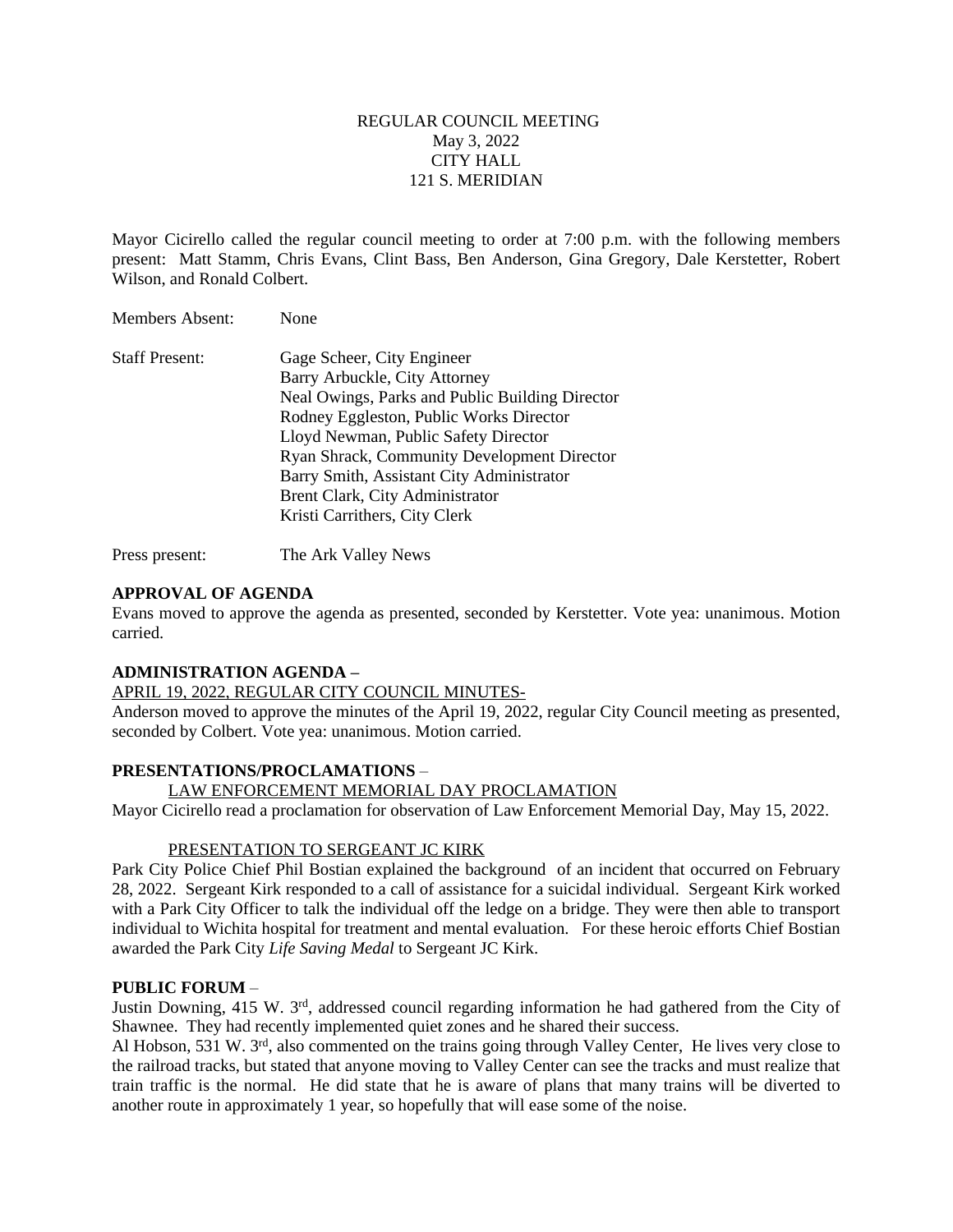# REGULAR COUNCIL MEETING
May 3, 2022
CITY HALL
121 S. MERIDIAN

Mayor Cicirello called the regular council meeting to order at 7:00 p.m. with the following members present: Matt Stamm, Chris Evans, Clint Bass, Ben Anderson, Gina Gregory, Dale Kerstetter, Robert Wilson, and Ronald Colbert.

Members Absent: None

Staff Present:
- Gage Scheer, City Engineer
- Barry Arbuckle, City Attorney
- Neal Owings, Parks and Public Building Director
- Rodney Eggleston, Public Works Director
- Lloyd Newman, Public Safety Director
- Ryan Shrack, Community Development Director
- Barry Smith, Assistant City Administrator
- Brent Clark, City Administrator
- Kristi Carrithers, City Clerk

Press present: The Ark Valley News

**APPROVAL OF AGENDA**

Evans moved to approve the agenda as presented, seconded by Kerstetter. Vote yea: unanimous. Motion carried.

**ADMINISTRATION AGENDA –**

APRIL 19, 2022, REGULAR CITY COUNCIL MINUTES-

Anderson moved to approve the minutes of the April 19, 2022, regular City Council meeting as presented, seconded by Colbert. Vote yea: unanimous. Motion carried.

**PRESENTATIONS/PROCLAMATIONS** –

LAW ENFORCEMENT MEMORIAL DAY PROCLAMATION

Mayor Cicirello read a proclamation for observation of Law Enforcement Memorial Day, May 15, 2022.

PRESENTATION TO SERGEANT JC KIRK

Park City Police Chief Phil Bostian explained the background of an incident that occurred on February 28, 2022. Sergeant Kirk responded to a call of assistance for a suicidal individual. Sergeant Kirk worked with a Park City Officer to talk the individual off the ledge on a bridge. They were then able to transport individual to Wichita hospital for treatment and mental evaluation. For these heroic efforts Chief Bostian awarded the Park City *Life Saving Medal* to Sergeant JC Kirk.

**PUBLIC FORUM** –

Justin Downing, 415 W. 3rd, addressed council regarding information he had gathered from the City of Shawnee. They had recently implemented quiet zones and he shared their success.

Al Hobson, 531 W. 3rd, also commented on the trains going through Valley Center, He lives very close to the railroad tracks, but stated that anyone moving to Valley Center can see the tracks and must realize that train traffic is the normal. He did state that he is aware of plans that many trains will be diverted to another route in approximately 1 year, so hopefully that will ease some of the noise.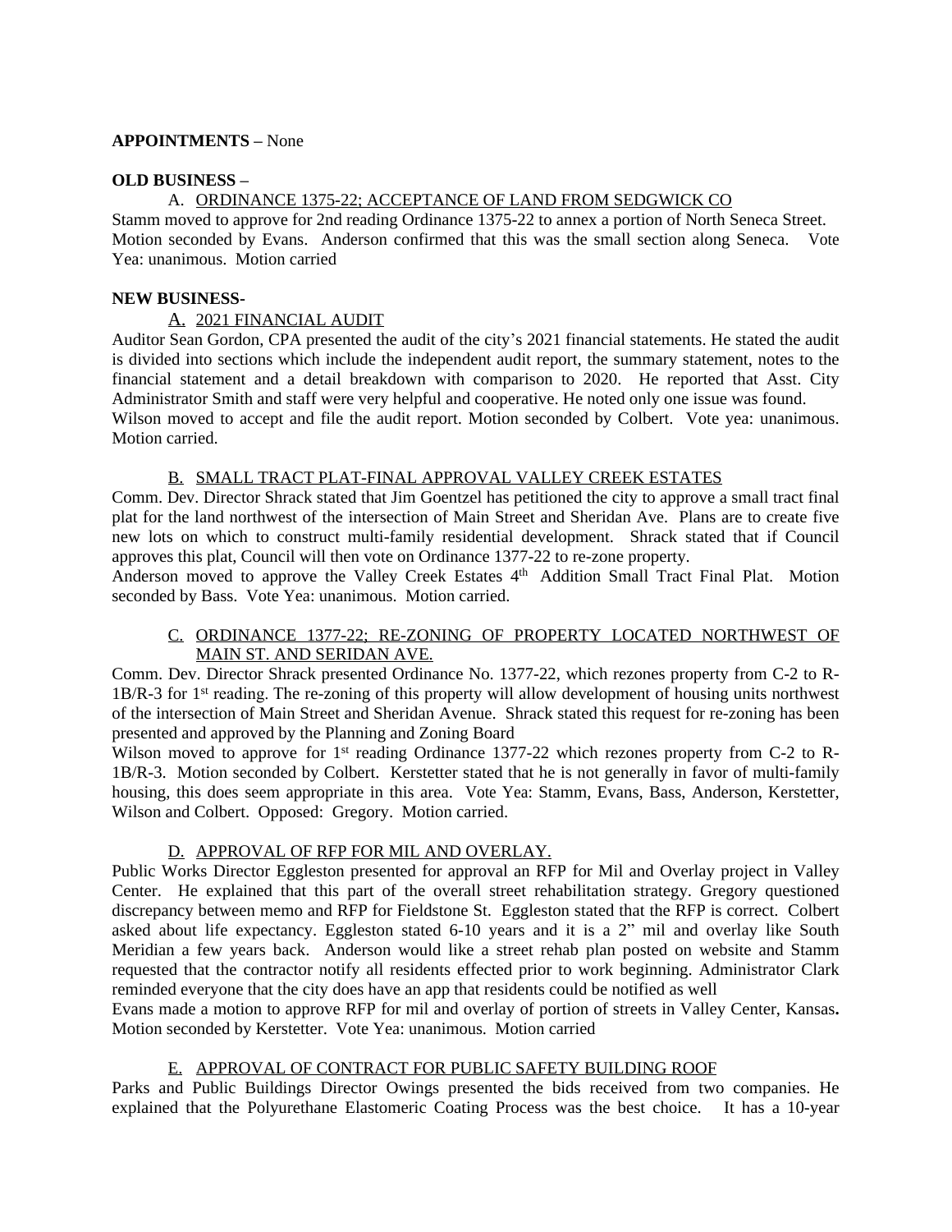**APPOINTMENTS –** None

**OLD BUSINESS –**

A. ORDINANCE 1375-22; ACCEPTANCE OF LAND FROM SEDGWICK CO

Stamm moved to approve for 2nd reading Ordinance 1375-22 to annex a portion of North Seneca Street. Motion seconded by Evans. Anderson confirmed that this was the small section along Seneca. Vote Yea: unanimous. Motion carried

**NEW BUSINESS-**

A. 2021 FINANCIAL AUDIT

Auditor Sean Gordon, CPA presented the audit of the city's 2021 financial statements. He stated the audit is divided into sections which include the independent audit report, the summary statement, notes to the financial statement and a detail breakdown with comparison to 2020. He reported that Asst. City Administrator Smith and staff were very helpful and cooperative. He noted only one issue was found.
Wilson moved to accept and file the audit report. Motion seconded by Colbert. Vote yea: unanimous. Motion carried.

B. SMALL TRACT PLAT-FINAL APPROVAL VALLEY CREEK ESTATES

Comm. Dev. Director Shrack stated that Jim Goentzel has petitioned the city to approve a small tract final plat for the land northwest of the intersection of Main Street and Sheridan Ave. Plans are to create five new lots on which to construct multi-family residential development. Shrack stated that if Council approves this plat, Council will then vote on Ordinance 1377-22 to re-zone property.
Anderson moved to approve the Valley Creek Estates 4th Addition Small Tract Final Plat. Motion seconded by Bass. Vote Yea: unanimous. Motion carried.

C. ORDINANCE 1377-22; RE-ZONING OF PROPERTY LOCATED NORTHWEST OF MAIN ST. AND SERIDAN AVE.

Comm. Dev. Director Shrack presented Ordinance No. 1377-22, which rezones property from C-2 to R-1B/R-3 for 1st reading. The re-zoning of this property will allow development of housing units northwest of the intersection of Main Street and Sheridan Avenue. Shrack stated this request for re-zoning has been presented and approved by the Planning and Zoning Board
Wilson moved to approve for 1st reading Ordinance 1377-22 which rezones property from C-2 to R-1B/R-3. Motion seconded by Colbert. Kerstetter stated that he is not generally in favor of multi-family housing, this does seem appropriate in this area. Vote Yea: Stamm, Evans, Bass, Anderson, Kerstetter, Wilson and Colbert. Opposed: Gregory. Motion carried.

D. APPROVAL OF RFP FOR MIL AND OVERLAY.

Public Works Director Eggleston presented for approval an RFP for Mil and Overlay project in Valley Center. He explained that this part of the overall street rehabilitation strategy. Gregory questioned discrepancy between memo and RFP for Fieldstone St. Eggleston stated that the RFP is correct. Colbert asked about life expectancy. Eggleston stated 6-10 years and it is a 2" mil and overlay like South Meridian a few years back. Anderson would like a street rehab plan posted on website and Stamm requested that the contractor notify all residents effected prior to work beginning. Administrator Clark reminded everyone that the city does have an app that residents could be notified as well
Evans made a motion to approve RFP for mil and overlay of portion of streets in Valley Center, Kansas**.** Motion seconded by Kerstetter. Vote Yea: unanimous. Motion carried

E. APPROVAL OF CONTRACT FOR PUBLIC SAFETY BUILDING ROOF

Parks and Public Buildings Director Owings presented the bids received from two companies. He explained that the Polyurethane Elastomeric Coating Process was the best choice. It has a 10-year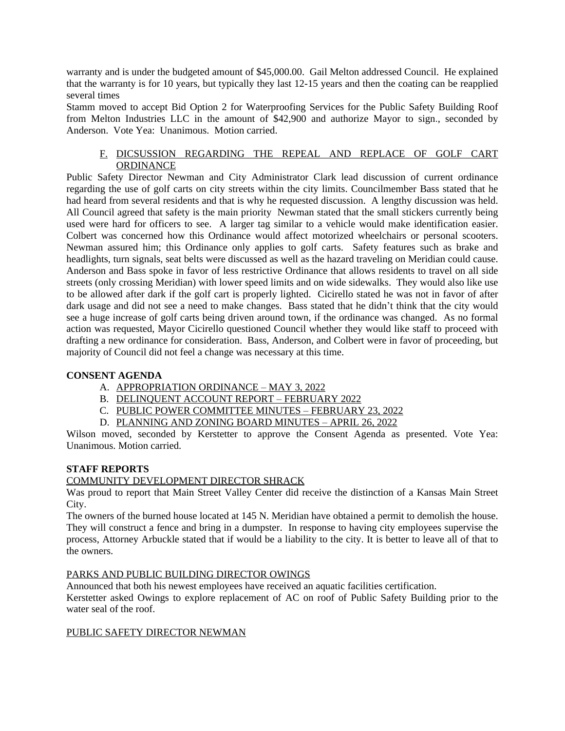warranty and is under the budgeted amount of $45,000.00. Gail Melton addressed Council. He explained that the warranty is for 10 years, but typically they last 12-15 years and then the coating can be reapplied several times

Stamm moved to accept Bid Option 2 for Waterproofing Services for the Public Safety Building Roof from Melton Industries LLC in the amount of $42,900 and authorize Mayor to sign., seconded by Anderson. Vote Yea: Unanimous. Motion carried.

F. <u>DICSUSSION REGARDING THE REPEAL AND REPLACE OF GOLF CART ORDINANCE</u>

Public Safety Director Newman and City Administrator Clark lead discussion of current ordinance regarding the use of golf carts on city streets within the city limits. Councilmember Bass stated that he had heard from several residents and that is why he requested discussion. A lengthy discussion was held. All Council agreed that safety is the main priority Newman stated that the small stickers currently being used were hard for officers to see. A larger tag similar to a vehicle would make identification easier. Colbert was concerned how this Ordinance would affect motorized wheelchairs or personal scooters. Newman assured him; this Ordinance only applies to golf carts. Safety features such as brake and headlights, turn signals, seat belts were discussed as well as the hazard traveling on Meridian could cause. Anderson and Bass spoke in favor of less restrictive Ordinance that allows residents to travel on all side streets (only crossing Meridian) with lower speed limits and on wide sidewalks. They would also like use to be allowed after dark if the golf cart is properly lighted. Cicirello stated he was not in favor of after dark usage and did not see a need to make changes. Bass stated that he didn't think that the city would see a huge increase of golf carts being driven around town, if the ordinance was changed. As no formal action was requested, Mayor Cicirello questioned Council whether they would like staff to proceed with drafting a new ordinance for consideration. Bass, Anderson, and Colbert were in favor of proceeding, but majority of Council did not feel a change was necessary at this time.

**CONSENT AGENDA**

A. <u>APPROPRIATION ORDINANCE – MAY 3, 2022</u>
B. <u>DELINQUENT ACCOUNT REPORT – FEBRUARY 2022</u>
C. <u>PUBLIC POWER COMMITTEE MINUTES – FEBRUARY 23, 2022</u>
D. <u>PLANNING AND ZONING BOARD MINUTES – APRIL 26, 2022</u>

Wilson moved, seconded by Kerstetter to approve the Consent Agenda as presented. Vote Yea: Unanimous. Motion carried.

**STAFF REPORTS**

<u>COMMUNITY DEVELOPMENT DIRECTOR SHRACK</u>

Was proud to report that Main Street Valley Center did receive the distinction of a Kansas Main Street City.

The owners of the burned house located at 145 N. Meridian have obtained a permit to demolish the house. They will construct a fence and bring in a dumpster. In response to having city employees supervise the process, Attorney Arbuckle stated that if would be a liability to the city. It is better to leave all of that to the owners.

<u>PARKS AND PUBLIC BUILDING DIRECTOR OWINGS</u>

Announced that both his newest employees have received an aquatic facilities certification.

Kerstetter asked Owings to explore replacement of AC on roof of Public Safety Building prior to the water seal of the roof.

<u>PUBLIC SAFETY DIRECTOR NEWMAN</u>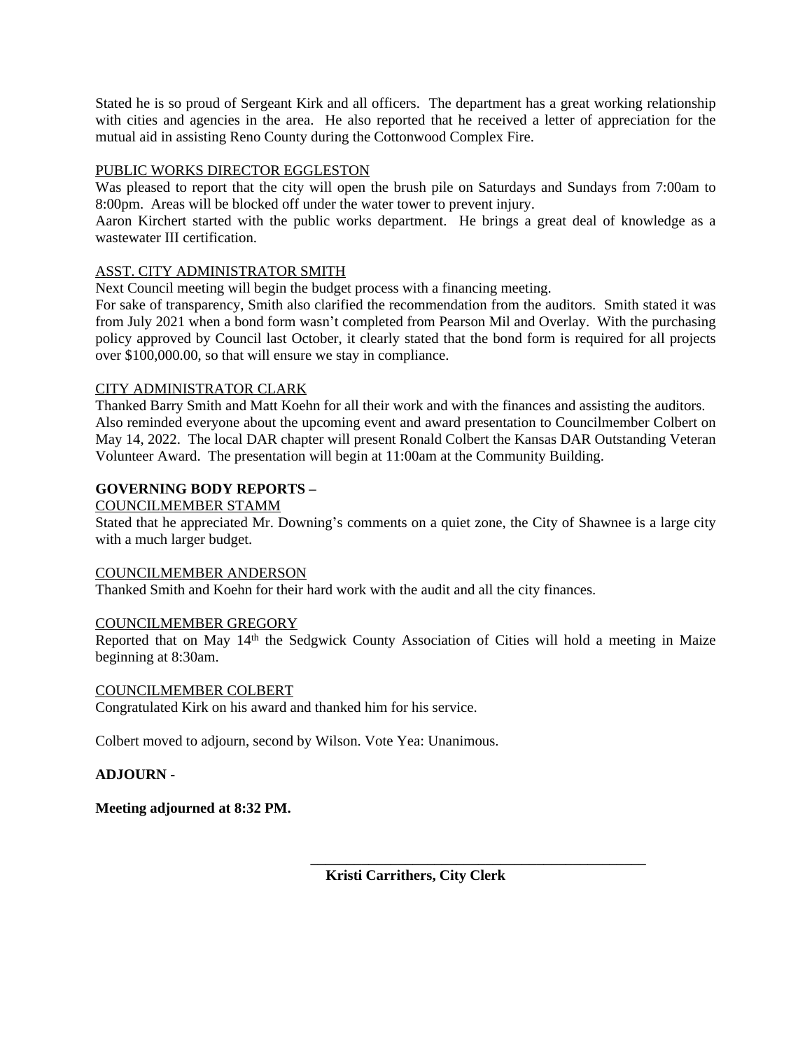Stated he is so proud of Sergeant Kirk and all officers. The department has a great working relationship with cities and agencies in the area. He also reported that he received a letter of appreciation for the mutual aid in assisting Reno County during the Cottonwood Complex Fire.

PUBLIC WORKS DIRECTOR EGGLESTON

Was pleased to report that the city will open the brush pile on Saturdays and Sundays from 7:00am to 8:00pm. Areas will be blocked off under the water tower to prevent injury.

Aaron Kirchert started with the public works department. He brings a great deal of knowledge as a wastewater III certification.

ASST. CITY ADMINISTRATOR SMITH

Next Council meeting will begin the budget process with a financing meeting.

For sake of transparency, Smith also clarified the recommendation from the auditors. Smith stated it was from July 2021 when a bond form wasn't completed from Pearson Mil and Overlay. With the purchasing policy approved by Council last October, it clearly stated that the bond form is required for all projects over $100,000.00, so that will ensure we stay in compliance.

CITY ADMINISTRATOR CLARK

Thanked Barry Smith and Matt Koehn for all their work and with the finances and assisting the auditors.

Also reminded everyone about the upcoming event and award presentation to Councilmember Colbert on May 14, 2022. The local DAR chapter will present Ronald Colbert the Kansas DAR Outstanding Veteran Volunteer Award. The presentation will begin at 11:00am at the Community Building.

**GOVERNING BODY REPORTS –**

COUNCILMEMBER STAMM

Stated that he appreciated Mr. Downing's comments on a quiet zone, the City of Shawnee is a large city with a much larger budget.

COUNCILMEMBER ANDERSON

Thanked Smith and Koehn for their hard work with the audit and all the city finances.

COUNCILMEMBER GREGORY

Reported that on May 14th the Sedgwick County Association of Cities will hold a meeting in Maize beginning at 8:30am.

COUNCILMEMBER COLBERT

Congratulated Kirk on his award and thanked him for his service.

Colbert moved to adjourn, second by Wilson. Vote Yea: Unanimous.

**ADJOURN -**

**Meeting adjourned at 8:32 PM.**

**______________________________________________**
**Kristi Carrithers, City Clerk**